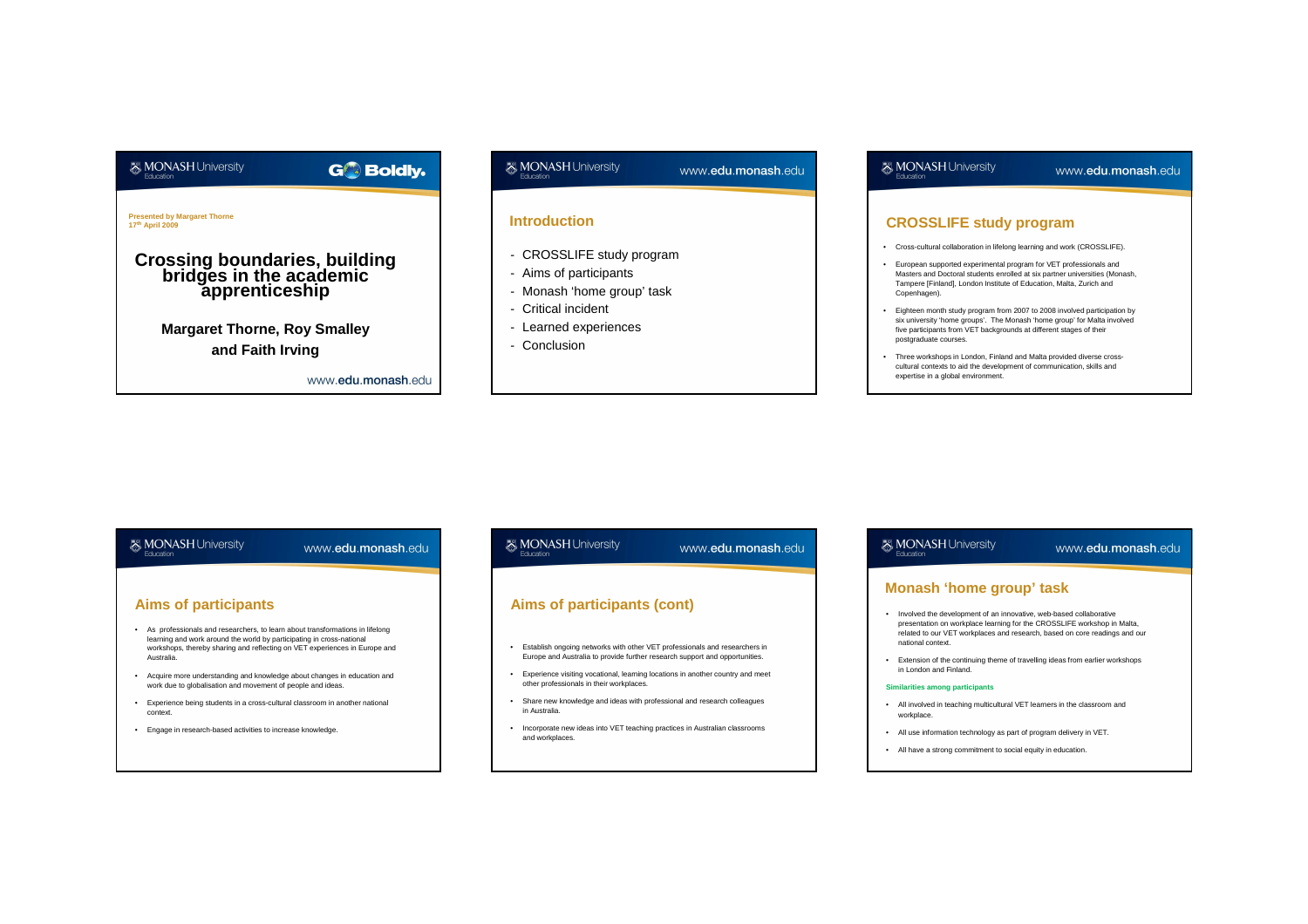**Presented by Margaret Thorne**
**17th April 2009**

# Crossing boundaries, building bridges in the academic apprenticeship

**Margaret Thorne, Roy Smalley and Faith Irving**

## Introduction

- CROSSLIFE study program
- Aims of participants
- Monash 'home group' task
- Critical incident
- Learned experiences
- Conclusion

## CROSSLIFE study program

- Cross-cultural collaboration in lifelong learning and work (CROSSLIFE).
- European supported experimental program for VET professionals and Masters and Doctoral students enrolled at six partner universities (Monash, Tampere [Finland], London Institute of Education, Malta, Zurich and Copenhagen).
- Eighteen month study program from 2007 to 2008 involved participation by six university 'home groups'. The Monash 'home group' for Malta involved five participants from VET backgrounds at different stages of their postgraduate courses.
- Three workshops in London, Finland and Malta provided diverse cross-cultural contexts to aid the development of communication, skills and expertise in a global environment.

## Aims of participants

- As professionals and researchers, to learn about transformations in lifelong learning and work around the world by participating in cross-national workshops, thereby sharing and reflecting on VET experiences in Europe and Australia.
- Acquire more understanding and knowledge about changes in education and work due to globalisation and movement of people and ideas.
- Experience being students in a cross-cultural classroom in another national context.
- Engage in research-based activities to increase knowledge.

## Aims of participants (cont)

- Establish ongoing networks with other VET professionals and researchers in Europe and Australia to provide further research support and opportunities.
- Experience visiting vocational, learning locations in another country and meet other professionals in their workplaces.
- Share new knowledge and ideas with professional and research colleagues in Australia.
- Incorporate new ideas into VET teaching practices in Australian classrooms and workplaces.

## Monash 'home group' task

- Involved the development of an innovative, web-based collaborative presentation on workplace learning for the CROSSLIFE workshop in Malta, related to our VET workplaces and research, based on core readings and our national context.
- Extension of the continuing theme of travelling ideas from earlier workshops in London and Finland.

**Similarities among participants**

- All involved in teaching multicultural VET learners in the classroom and workplace.
- All use information technology as part of program delivery in VET.
- All have a strong commitment to social equity in education.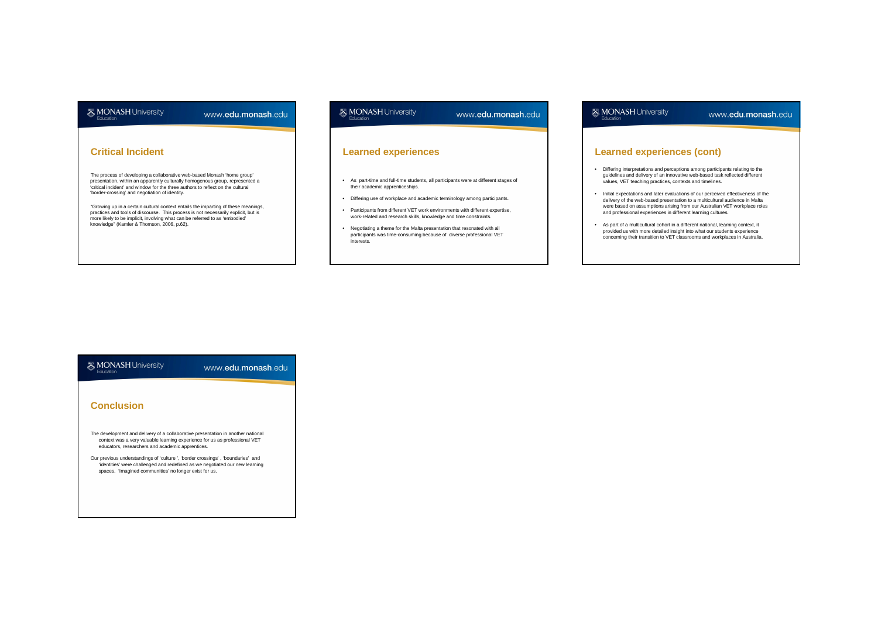## Critical Incident

The process of developing a collaborative web-based Monash 'home group' presentation, within an apparently culturally homogenous group, represented a 'critical incident' and window for the three authors to reflect on the cultural 'border-crossing' and negotiation of identity.

"Growing up in a certain cultural context entails the imparting of these meanings, practices and tools of discourse. This process is not necessarily explicit, but is more likely to be implicit, involving what can be referred to as 'embodied' knowledge" (Kamler & Thomson, 2006, p.62).

## Learned experiences

- As part-time and full-time students, all participants were at different stages of their academic apprenticeships.
- Differing use of workplace and academic terminology among participants.
- Participants from different VET work environments with different expertise, work-related and research skills, knowledge and time constraints.
- Negotiating a theme for the Malta presentation that resonated with all participants was time-consuming because of diverse professional VET interests.

## Learned experiences (cont)

- Differing interpretations and perceptions among participants relating to the guidelines and delivery of an innovative web-based task reflected different values, VET teaching practices, contexts and timelines.
- Initial expectations and later evaluations of our perceived effectiveness of the delivery of the web-based presentation to a multicultural audience in Malta were based on assumptions arising from our Australian VET workplace roles and professional experiences in different learning cultures.
- As part of a multicultural cohort in a different national, learning context, it provided us with more detailed insight into what our students experience concerning their transition to VET classrooms and workplaces in Australia.

## Conclusion

The development and delivery of a collaborative presentation in another national context was a very valuable learning experience for us as professional VET educators, researchers and academic apprentices.

Our previous understandings of 'culture ', 'border crossings' , 'boundaries' and 'identities' were challenged and redefined as we negotiated our new learning spaces. 'Imagined communities' no longer exist for us.